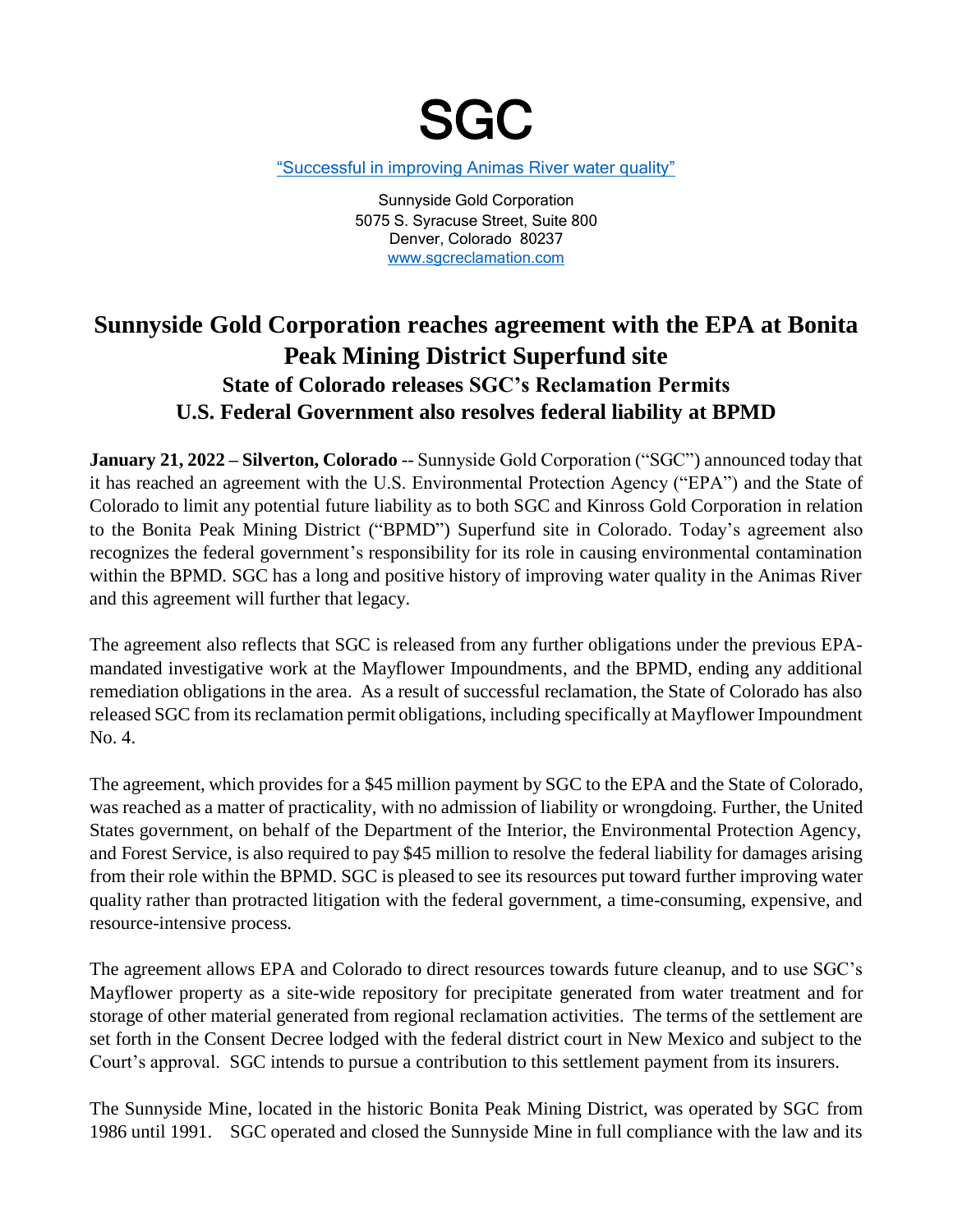# SGC

"Successful in improving Animas River water quality"

Sunnyside Gold Corporation
5075 S. Syracuse Street, Suite 800
Denver, Colorado 80237
www.sgcreclamation.com

## Sunnyside Gold Corporation reaches agreement with the EPA at Bonita Peak Mining District Superfund site

### State of Colorado releases SGC's Reclamation Permits
### U.S. Federal Government also resolves federal liability at BPMD

**January 21, 2022 – Silverton, Colorado** -- Sunnyside Gold Corporation ("SGC") announced today that it has reached an agreement with the U.S. Environmental Protection Agency ("EPA") and the State of Colorado to limit any potential future liability as to both SGC and Kinross Gold Corporation in relation to the Bonita Peak Mining District ("BPMD") Superfund site in Colorado. Today's agreement also recognizes the federal government's responsibility for its role in causing environmental contamination within the BPMD. SGC has a long and positive history of improving water quality in the Animas River and this agreement will further that legacy.

The agreement also reflects that SGC is released from any further obligations under the previous EPA-mandated investigative work at the Mayflower Impoundments, and the BPMD, ending any additional remediation obligations in the area. As a result of successful reclamation, the State of Colorado has also released SGC from its reclamation permit obligations, including specifically at Mayflower Impoundment No. 4.

The agreement, which provides for a $45 million payment by SGC to the EPA and the State of Colorado, was reached as a matter of practicality, with no admission of liability or wrongdoing. Further, the United States government, on behalf of the Department of the Interior, the Environmental Protection Agency, and Forest Service, is also required to pay $45 million to resolve the federal liability for damages arising from their role within the BPMD. SGC is pleased to see its resources put toward further improving water quality rather than protracted litigation with the federal government, a time-consuming, expensive, and resource-intensive process.

The agreement allows EPA and Colorado to direct resources towards future cleanup, and to use SGC's Mayflower property as a site-wide repository for precipitate generated from water treatment and for storage of other material generated from regional reclamation activities. The terms of the settlement are set forth in the Consent Decree lodged with the federal district court in New Mexico and subject to the Court's approval. SGC intends to pursue a contribution to this settlement payment from its insurers.

The Sunnyside Mine, located in the historic Bonita Peak Mining District, was operated by SGC from 1986 until 1991. SGC operated and closed the Sunnyside Mine in full compliance with the law and its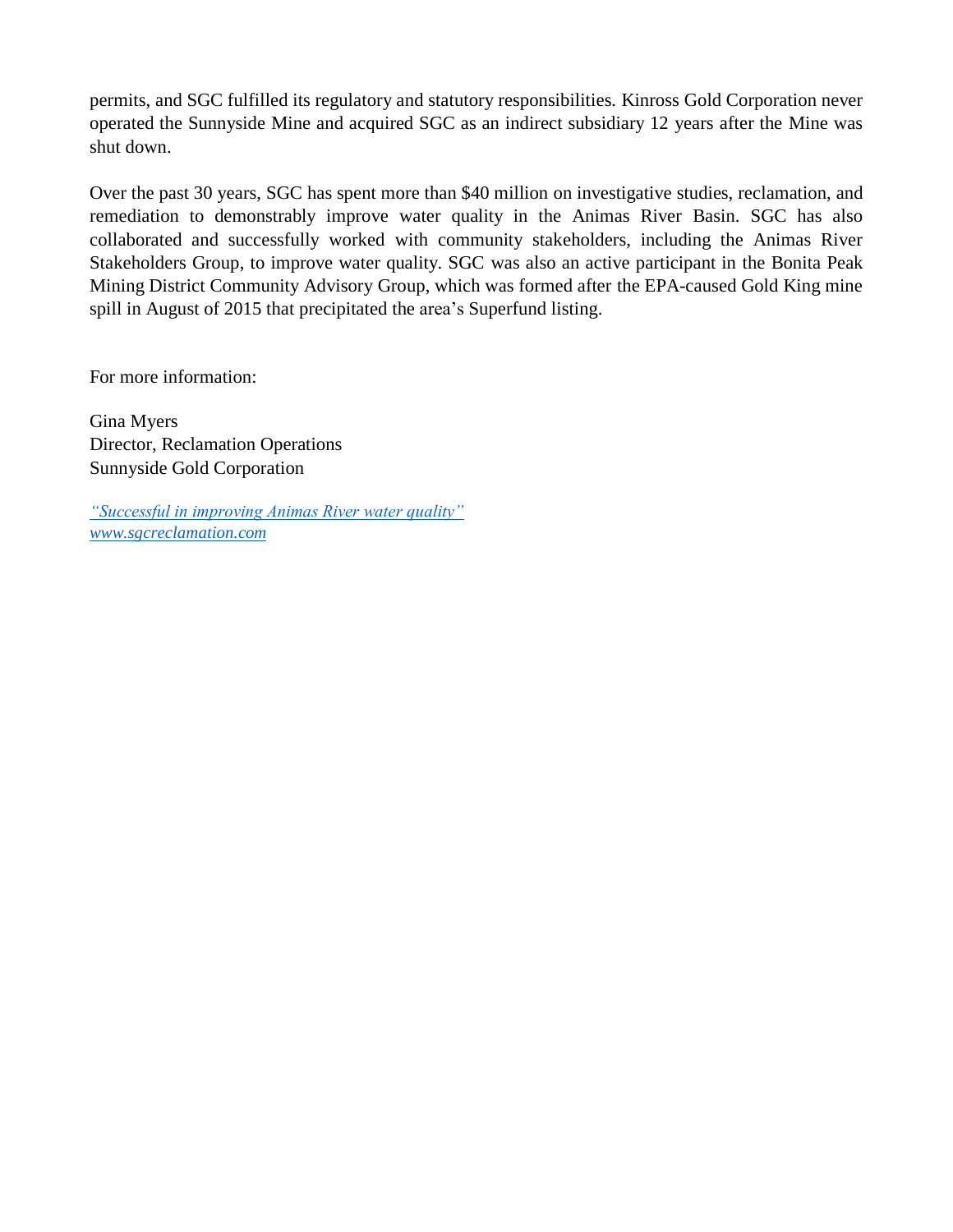permits, and SGC fulfilled its regulatory and statutory responsibilities. Kinross Gold Corporation never operated the Sunnyside Mine and acquired SGC as an indirect subsidiary 12 years after the Mine was shut down.

Over the past 30 years, SGC has spent more than $40 million on investigative studies, reclamation, and remediation to demonstrably improve water quality in the Animas River Basin. SGC has also collaborated and successfully worked with community stakeholders, including the Animas River Stakeholders Group, to improve water quality. SGC was also an active participant in the Bonita Peak Mining District Community Advisory Group, which was formed after the EPA-caused Gold King mine spill in August of 2015 that precipitated the area's Superfund listing.

For more information:

Gina Myers
Director, Reclamation Operations
Sunnyside Gold Corporation

*"Successful in improving Animas River water quality"*
*www.sgcreclamation.com*